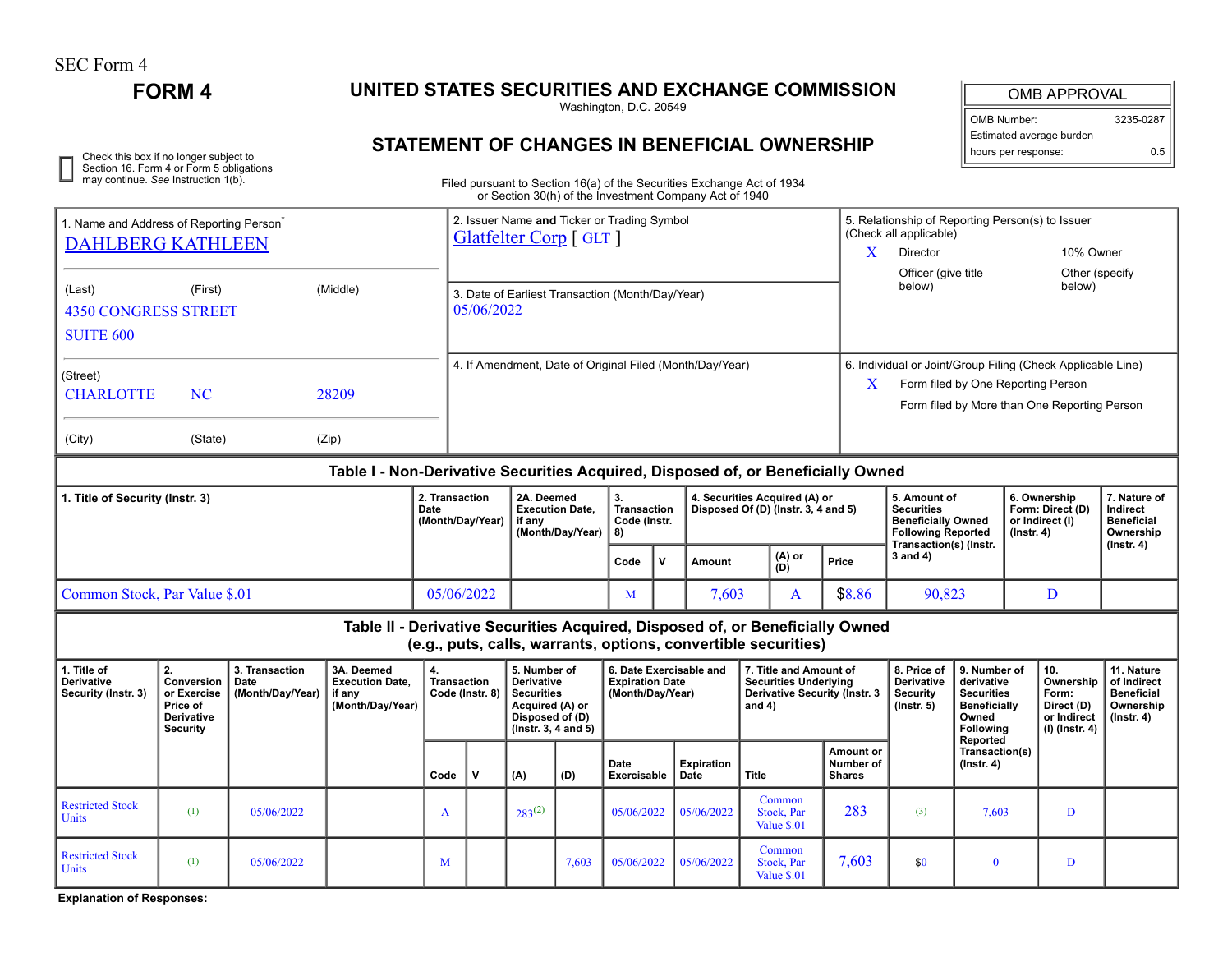SEC Form 4

# FORM 4

## UNITED STATES SECURITIES AND EXCHANGE COMMISSION

Washington, D.C. 20549

## STATEMENT OF CHANGES IN BENEFICIAL OWNERSHIP

| OMB APPROVAL | |
|---|---|
| OMB Number: | 3235-0287 |
| Estimated average burden | |
| hours per response: | 0.5 |

☐ Check this box if no longer subject to Section 16. Form 4 or Form 5 obligations may continue. *See* Instruction 1(b).

Filed pursuant to Section 16(a) of the Securities Exchange Act of 1934 or Section 30(h) of the Investment Company Act of 1940

| 1. Name and Address of Reporting Person* | 2. Issuer Name **and** Ticker or Trading Symbol | 5. Relationship of Reporting Person(s) to Issuer (Check all applicable) |
|---|---|---|
| DAHLBERG KATHLEEN | Glatfelter Corp [ GLT ] | X Director; 10% Owner; Officer (give title below); Other (specify below) |
| (Last) (First) (Middle) 4350 CONGRESS STREET SUITE 600 | 3. Date of Earliest Transaction (Month/Day/Year) 05/06/2022 | |
| (Street) CHARLOTTE NC 28209 (City) (State) (Zip) | 4. If Amendment, Date of Original Filed (Month/Day/Year) | 6. Individual or Joint/Group Filing (Check Applicable Line): X Form filed by One Reporting Person; Form filed by More than One Reporting Person |

### Table I - Non-Derivative Securities Acquired, Disposed of, or Beneficially Owned

| 1. Title of Security (Instr. 3) | 2. Transaction Date (Month/Day/Year) | 2A. Deemed Execution Date, if any (Month/Day/Year) | 3. Transaction Code (Instr. 8) | | 4. Securities Acquired (A) or Disposed Of (D) (Instr. 3, 4 and 5) | | | 5. Amount of Securities Beneficially Owned Following Reported Transaction(s) (Instr. 3 and 4) | 6. Ownership Form: Direct (D) or Indirect (I) (Instr. 4) | 7. Nature of Indirect Beneficial Ownership (Instr. 4) |
|---|---|---|---|---|---|---|---|---|---|---|
| | | | Code | V | Amount | (A) or (D) | Price | | | |
| Common Stock, Par Value $.01 | 05/06/2022 | | M | | 7,603 | A | $8.86 | 90,823 | D | |

### Table II - Derivative Securities Acquired, Disposed of, or Beneficially Owned (e.g., puts, calls, warrants, options, convertible securities)

| 1. Title of Derivative Security (Instr. 3) | 2. Conversion or Exercise Price of Derivative Security | 3. Transaction Date (Month/Day/Year) | 3A. Deemed Execution Date, if any (Month/Day/Year) | 4. Transaction Code (Instr. 8) | | 5. Number of Derivative Securities Acquired (A) or Disposed of (D) (Instr. 3, 4 and 5) | | 6. Date Exercisable and Expiration Date (Month/Day/Year) | | 7. Title and Amount of Securities Underlying Derivative Security (Instr. 3 and 4) | | 8. Price of Derivative Security (Instr. 5) | 9. Number of derivative Securities Beneficially Owned Following Reported Transaction(s) (Instr. 4) | 10. Ownership Form: Direct (D) or Indirect (I) (Instr. 4) | 11. Nature of Indirect Beneficial Ownership (Instr. 4) |
|---|---|---|---|---|---|---|---|---|---|---|---|---|---|---|---|
| | | | | Code | V | (A) | (D) | Date Exercisable | Expiration Date | Title | Amount or Number of Shares | | | | |
| Restricted Stock Units | (1) | 05/06/2022 | | A | | 283(2) | | 05/06/2022 | 05/06/2022 | Common Stock, Par Value $.01 | 283 | (3) | 7,603 | D | |
| Restricted Stock Units | (1) | 05/06/2022 | | M | | | 7,603 | 05/06/2022 | 05/06/2022 | Common Stock, Par Value $.01 | 7,603 | $0 | 0 | D | |

**Explanation of Responses:**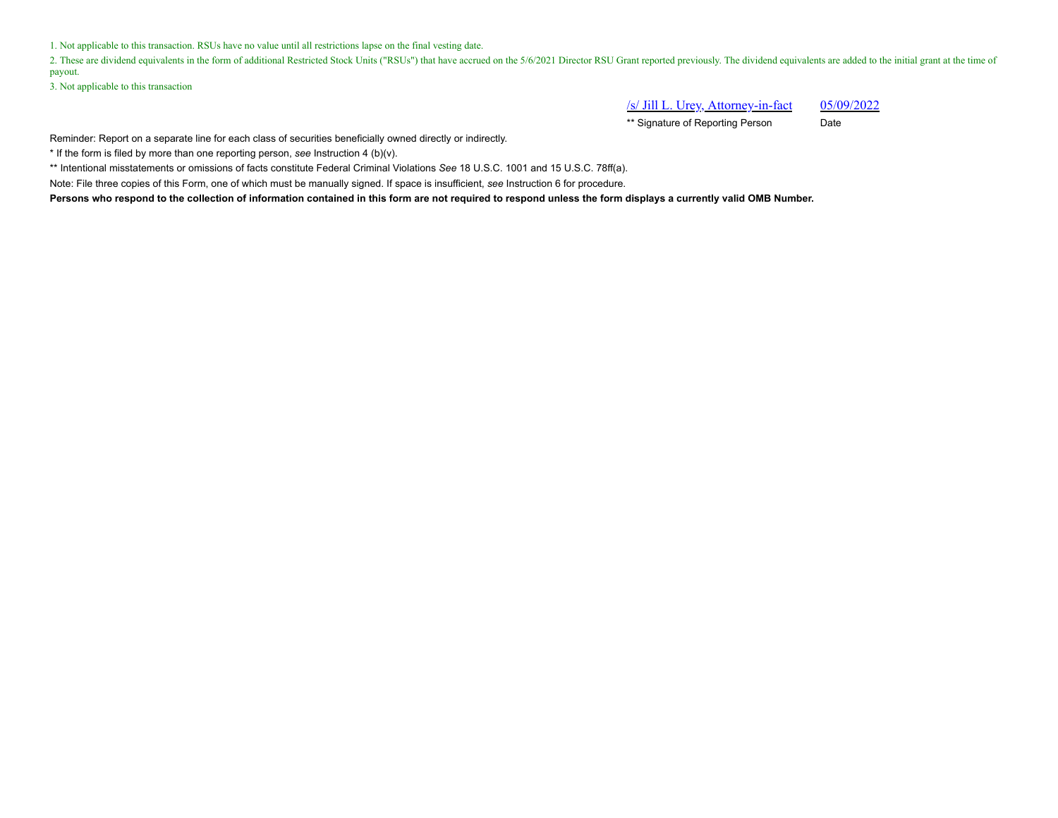1. Not applicable to this transaction. RSUs have no value until all restrictions lapse on the final vesting date.

2. These are dividend equivalents in the form of additional Restricted Stock Units ("RSUs") that have accrued on the 5/6/2021 Director RSU Grant reported previously. The dividend equivalents are added to the initial grant at the time of payout.

3. Not applicable to this transaction

| | |
|---|---|
| /s/ Jill L. Urey, Attorney-in-fact | 05/09/2022 |
| ** Signature of Reporting Person | Date |

Reminder: Report on a separate line for each class of securities beneficially owned directly or indirectly.

* If the form is filed by more than one reporting person, *see* Instruction 4 (b)(v).

** Intentional misstatements or omissions of facts constitute Federal Criminal Violations *See* 18 U.S.C. 1001 and 15 U.S.C. 78ff(a).

Note: File three copies of this Form, one of which must be manually signed. If space is insufficient, *see* Instruction 6 for procedure.

**Persons who respond to the collection of information contained in this form are not required to respond unless the form displays a currently valid OMB Number.**